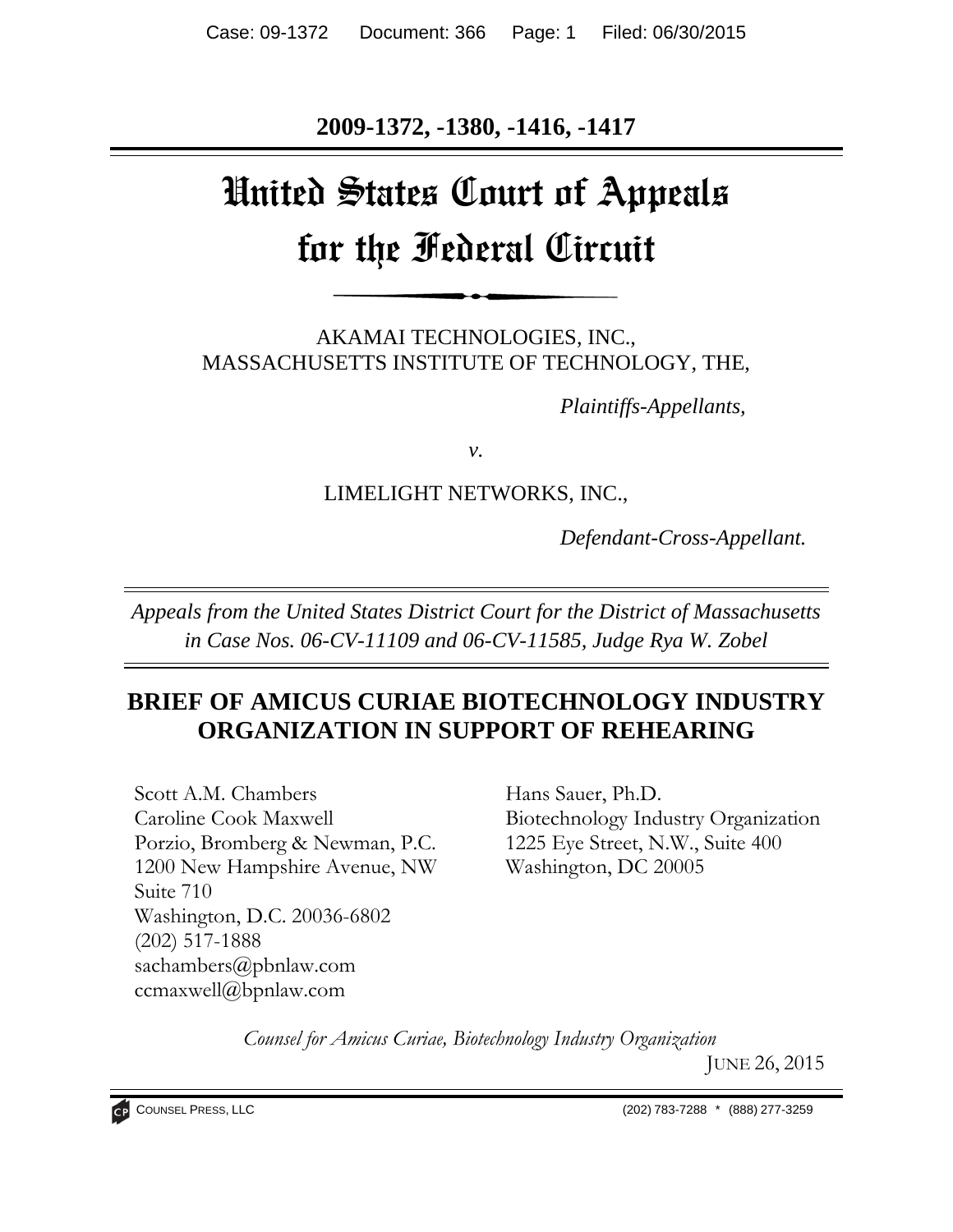**2009-1372, -1380, -1416, -1417**

# United States Court of Appeals for the Federal Circuit

AKAMAI TECHNOLOGIES, INC.,
MASSACHUSETTS INSTITUTE OF TECHNOLOGY, THE,

*Plaintiffs-Appellants,*

*v.*

LIMELIGHT NETWORKS, INC.,

*Defendant-Cross-Appellant.*

*Appeals from the United States District Court for the District of Massachusetts in Case Nos. 06-CV-11109 and 06-CV-11585, Judge Rya W. Zobel*

## BRIEF OF AMICUS CURIAE BIOTECHNOLOGY INDUSTRY ORGANIZATION IN SUPPORT OF REHEARING

Scott A.M. Chambers
Caroline Cook Maxwell
Porzio, Bromberg & Newman, P.C.
1200 New Hampshire Avenue, NW
Suite 710
Washington, D.C. 20036-6802
(202) 517-1888
sachambers@pbnlaw.com
ccmaxwell@bpnlaw.com

Hans Sauer, Ph.D.
Biotechnology Industry Organization
1225 Eye Street, N.W., Suite 400
Washington, DC 20005

*Counsel for Amicus Curiae, Biotechnology Industry Organization*

JUNE 26, 2015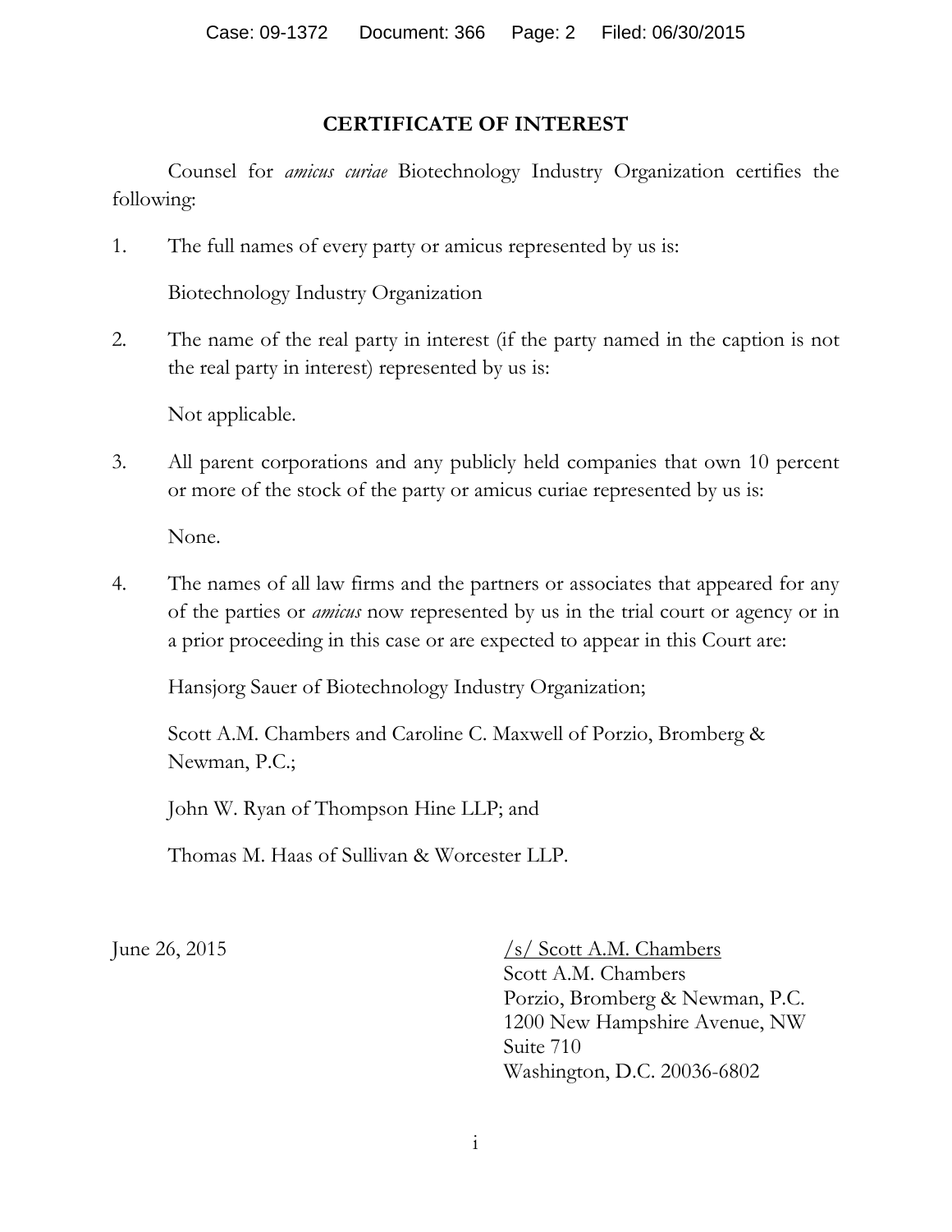# CERTIFICATE OF INTEREST

Counsel for *amicus curiae* Biotechnology Industry Organization certifies the following:

1. The full names of every party or amicus represented by us is:

   Biotechnology Industry Organization

2. The name of the real party in interest (if the party named in the caption is not the real party in interest) represented by us is:

   Not applicable.

3. All parent corporations and any publicly held companies that own 10 percent or more of the stock of the party or amicus curiae represented by us is:

   None.

4. The names of all law firms and the partners or associates that appeared for any of the parties or *amicus* now represented by us in the trial court or agency or in a prior proceeding in this case or are expected to appear in this Court are:

   Hansjorg Sauer of Biotechnology Industry Organization;

   Scott A.M. Chambers and Caroline C. Maxwell of Porzio, Bromberg & Newman, P.C.;

   John W. Ryan of Thompson Hine LLP; and

   Thomas M. Haas of Sullivan & Worcester LLP.

June 26, 2015

/s/ Scott A.M. Chambers
Scott A.M. Chambers
Porzio, Bromberg & Newman, P.C.
1200 New Hampshire Avenue, NW
Suite 710
Washington, D.C. 20036-6802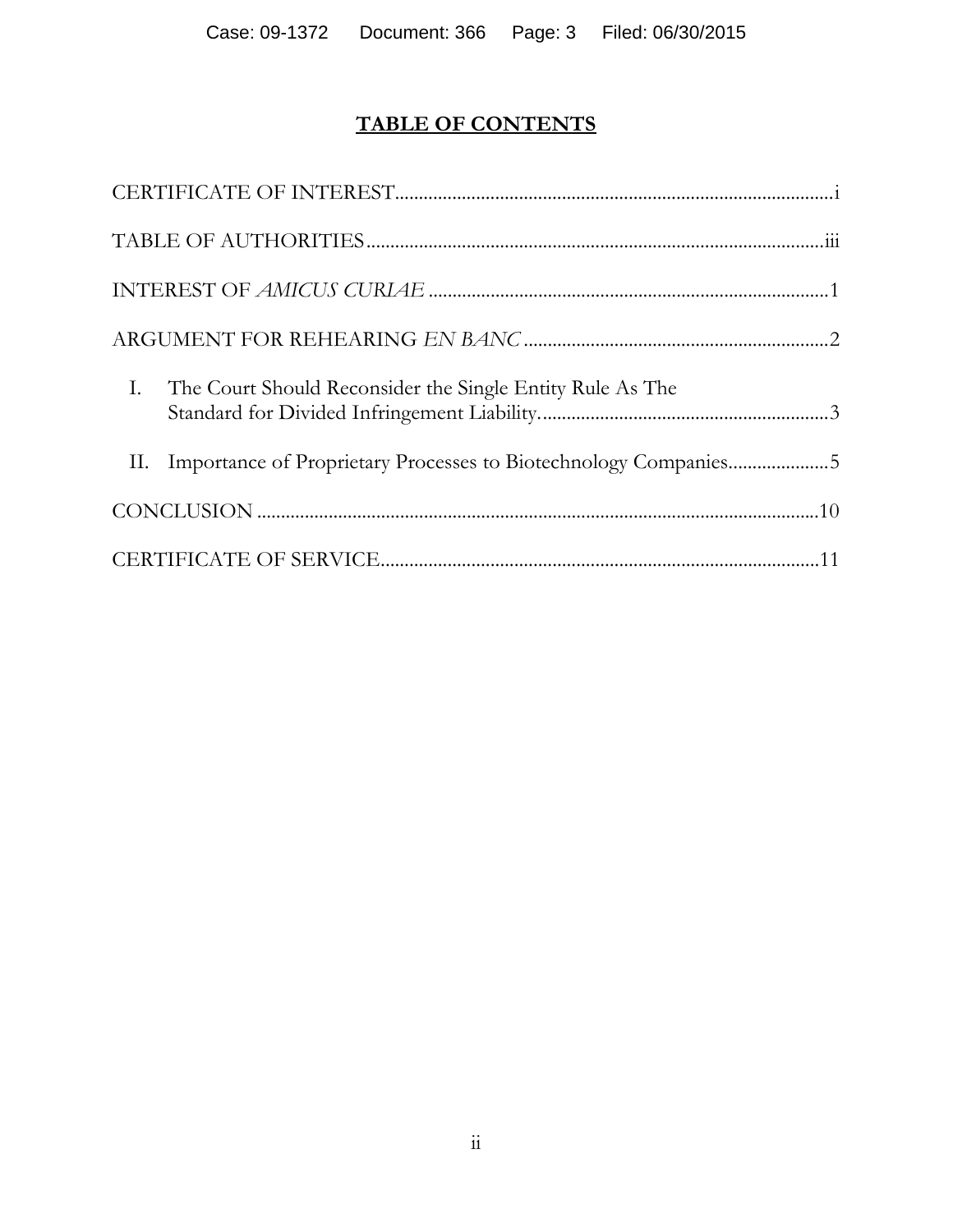# TABLE OF CONTENTS

CERTIFICATE OF INTEREST....................................................................................i

TABLE OF AUTHORITIES.....................................................................................iii

INTEREST OF *AMICUS CURIAE* ..........................................................................1

ARGUMENT FOR REHEARING *EN BANC* ..........................................................2

I. The Court Should Reconsider the Single Entity Rule As The Standard for Divided Infringement Liability.............................................................3

II. Importance of Proprietary Processes to Biotechnology Companies.....................5

CONCLUSION .......................................................................................................10

CERTIFICATE OF SERVICE..................................................................................11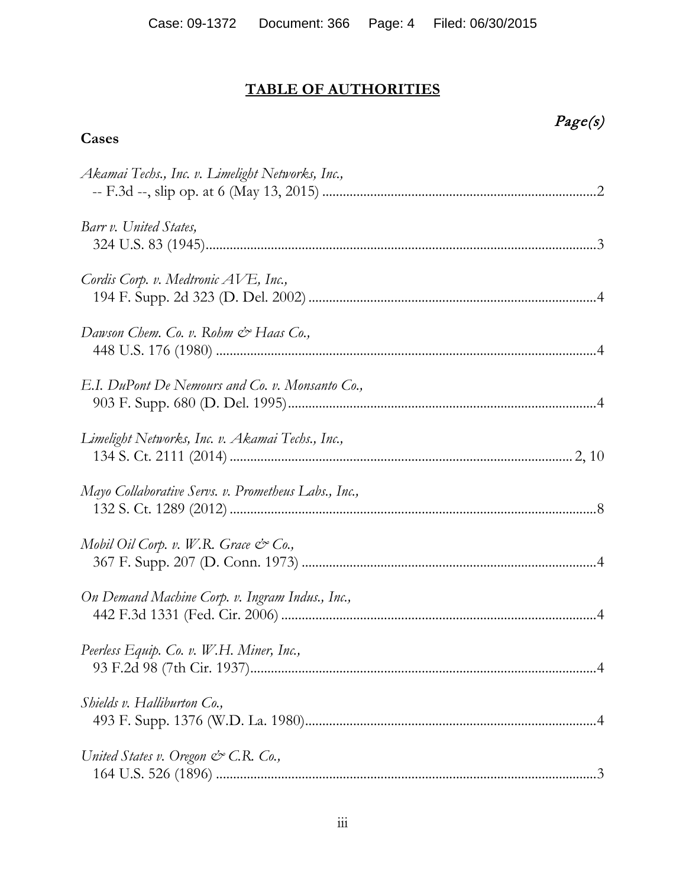## TABLE OF AUTHORITIES

*Page(s)*

**Cases**

*Akamai Techs., Inc. v. Limelight Networks, Inc.*,
-- F.3d --, slip op. at 6 (May 13, 2015) ............................................................................2

*Barr v. United States*,
324 U.S. 83 (1945)................................................................................................................3

*Cordis Corp. v. Medtronic AVE, Inc.*,
194 F. Supp. 2d 323 (D. Del. 2002) ..................................................................................4

*Dawson Chem. Co. v. Rohm & Haas Co.*,
448 U.S. 176 (1980) .............................................................................................................4

*E.I. DuPont De Nemours and Co. v. Monsanto Co.*,
903 F. Supp. 680 (D. Del. 1995).........................................................................................4

*Limelight Networks, Inc. v. Akamai Techs., Inc.*,
134 S. Ct. 2111 (2014) .................................................................................................. 2, 10

*Mayo Collaborative Servs. v. Prometheus Labs., Inc.*,
132 S. Ct. 1289 (2012) .........................................................................................................8

*Mobil Oil Corp. v. W.R. Grace & Co.*,
367 F. Supp. 207 (D. Conn. 1973) .....................................................................................4

*On Demand Machine Corp. v. Ingram Indus., Inc.*,
442 F.3d 1331 (Fed. Cir. 2006) ...........................................................................................4

*Peerless Equip. Co. v. W.H. Miner, Inc.*,
93 F.2d 98 (7th Cir. 1937)....................................................................................................4

*Shields v. Halliburton Co.*,
493 F. Supp. 1376 (W.D. La. 1980)....................................................................................4

*United States v. Oregon & C.R. Co.*,
164 U.S. 526 (1896) .............................................................................................................3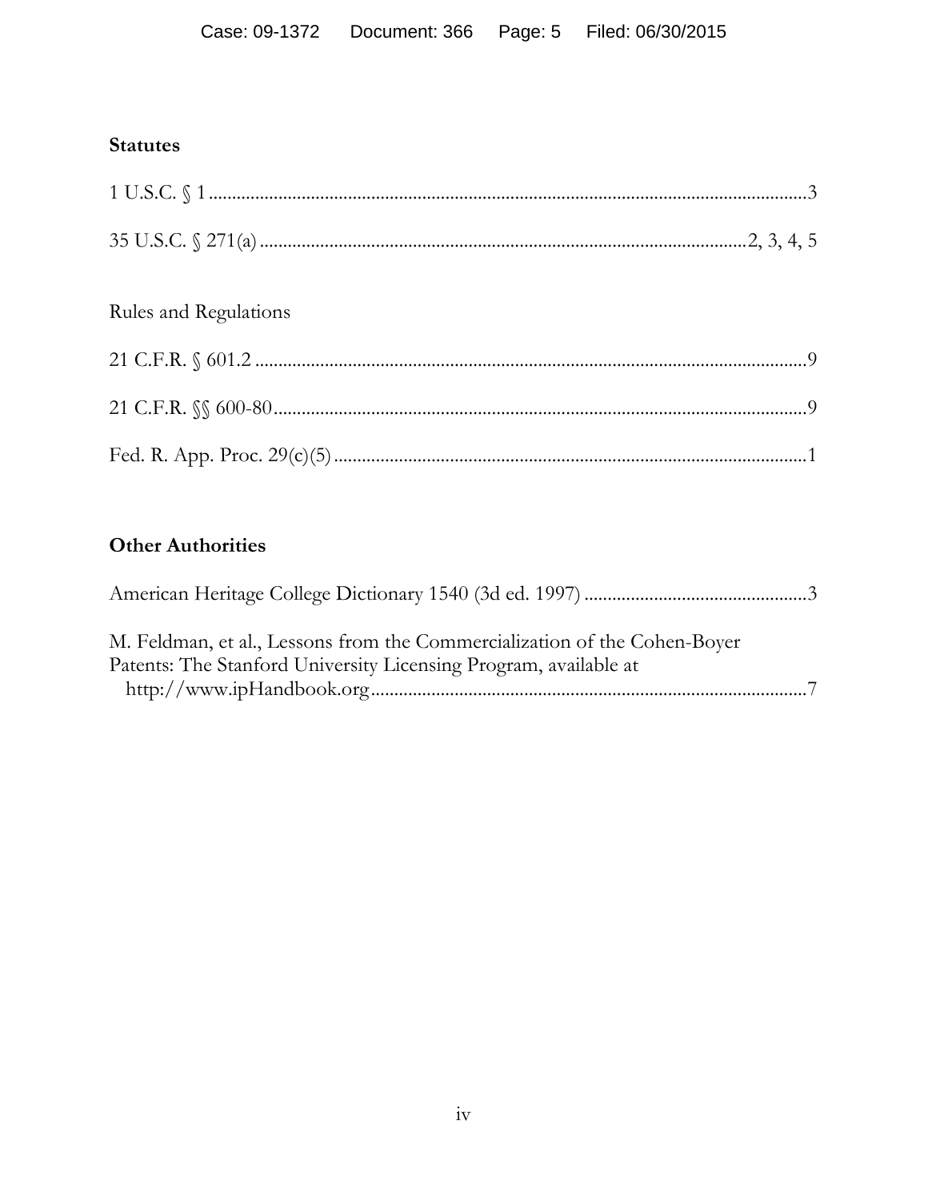**Statutes**

1 U.S.C. § 1 ................................................................................................................3

35 U.S.C. § 271(a) .......................................................................................2, 3, 4, 5

Rules and Regulations

21 C.F.R. § 601.2 ......................................................................................................9

21 C.F.R. §§ 600-80..................................................................................................9

Fed. R. App. Proc. 29(c)(5) .......................................................................................1

**Other Authorities**

American Heritage College Dictionary 1540 (3d ed. 1997) ...............................................3

M. Feldman, et al., Lessons from the Commercialization of the Cohen-Boyer Patents: The Stanford University Licensing Program, available at http://www.ipHandbook.org.............................................................................................7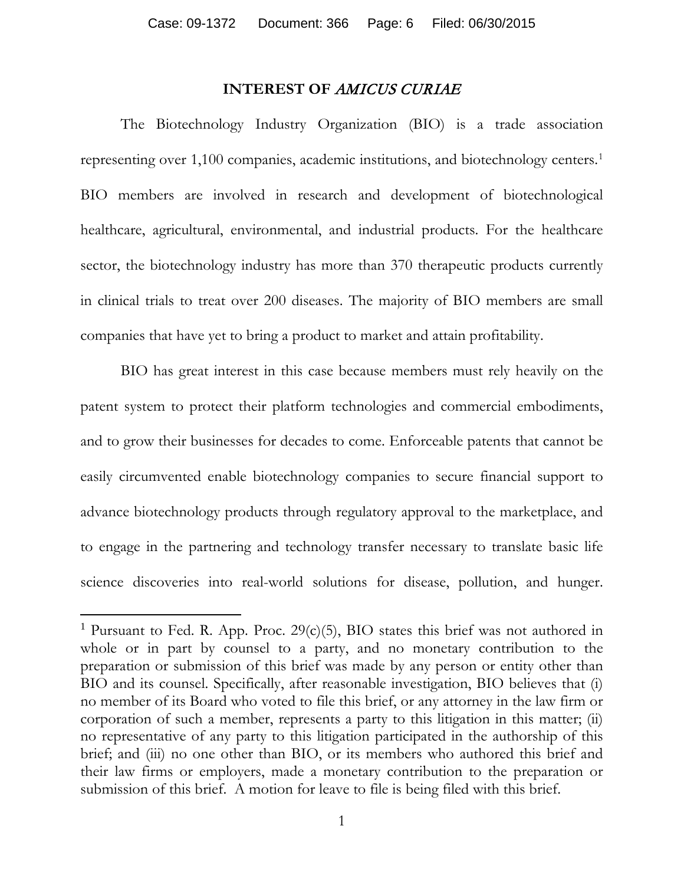# INTEREST OF *AMICUS CURIAE*

The Biotechnology Industry Organization (BIO) is a trade association representing over 1,100 companies, academic institutions, and biotechnology centers.[1] BIO members are involved in research and development of biotechnological healthcare, agricultural, environmental, and industrial products. For the healthcare sector, the biotechnology industry has more than 370 therapeutic products currently in clinical trials to treat over 200 diseases. The majority of BIO members are small companies that have yet to bring a product to market and attain profitability.

BIO has great interest in this case because members must rely heavily on the patent system to protect their platform technologies and commercial embodiments, and to grow their businesses for decades to come. Enforceable patents that cannot be easily circumvented enable biotechnology companies to secure financial support to advance biotechnology products through regulatory approval to the marketplace, and to engage in the partnering and technology transfer necessary to translate basic life science discoveries into real-world solutions for disease, pollution, and hunger.

---

[1] Pursuant to Fed. R. App. Proc. 29(c)(5), BIO states this brief was not authored in whole or in part by counsel to a party, and no monetary contribution to the preparation or submission of this brief was made by any person or entity other than BIO and its counsel. Specifically, after reasonable investigation, BIO believes that (i) no member of its Board who voted to file this brief, or any attorney in the law firm or corporation of such a member, represents a party to this litigation in this matter; (ii) no representative of any party to this litigation participated in the authorship of this brief; and (iii) no one other than BIO, or its members who authored this brief and their law firms or employers, made a monetary contribution to the preparation or submission of this brief. A motion for leave to file is being filed with this brief.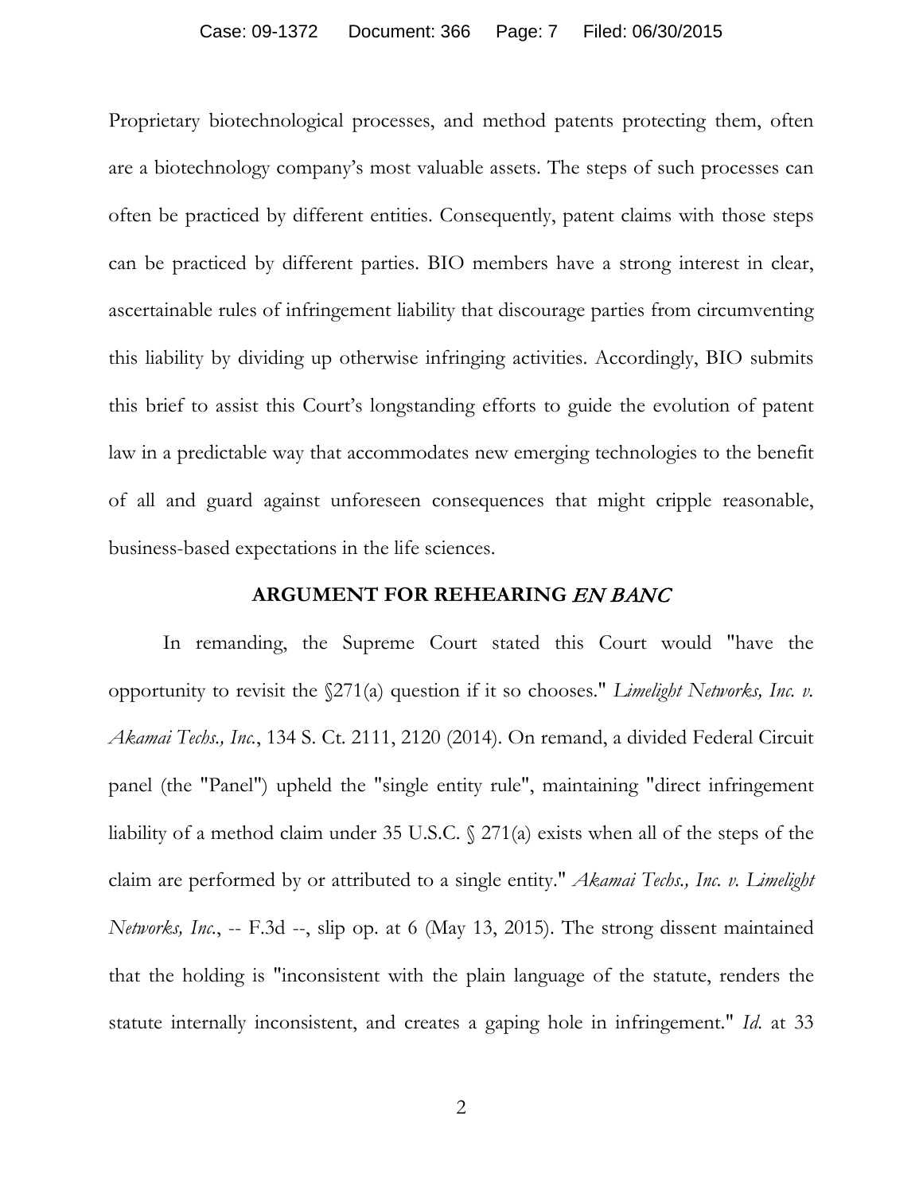Proprietary biotechnological processes, and method patents protecting them, often are a biotechnology company's most valuable assets. The steps of such processes can often be practiced by different entities. Consequently, patent claims with those steps can be practiced by different parties. BIO members have a strong interest in clear, ascertainable rules of infringement liability that discourage parties from circumventing this liability by dividing up otherwise infringing activities. Accordingly, BIO submits this brief to assist this Court's longstanding efforts to guide the evolution of patent law in a predictable way that accommodates new emerging technologies to the benefit of all and guard against unforeseen consequences that might cripple reasonable, business-based expectations in the life sciences.

## ARGUMENT FOR REHEARING *EN BANC*

In remanding, the Supreme Court stated this Court would "have the opportunity to revisit the §271(a) question if it so chooses." *Limelight Networks, Inc. v. Akamai Techs., Inc.*, 134 S. Ct. 2111, 2120 (2014). On remand, a divided Federal Circuit panel (the "Panel") upheld the "single entity rule", maintaining "direct infringement liability of a method claim under 35 U.S.C. § 271(a) exists when all of the steps of the claim are performed by or attributed to a single entity." *Akamai Techs., Inc. v. Limelight Networks, Inc.*, -- F.3d --, slip op. at 6 (May 13, 2015). The strong dissent maintained that the holding is "inconsistent with the plain language of the statute, renders the statute internally inconsistent, and creates a gaping hole in infringement." *Id.* at 33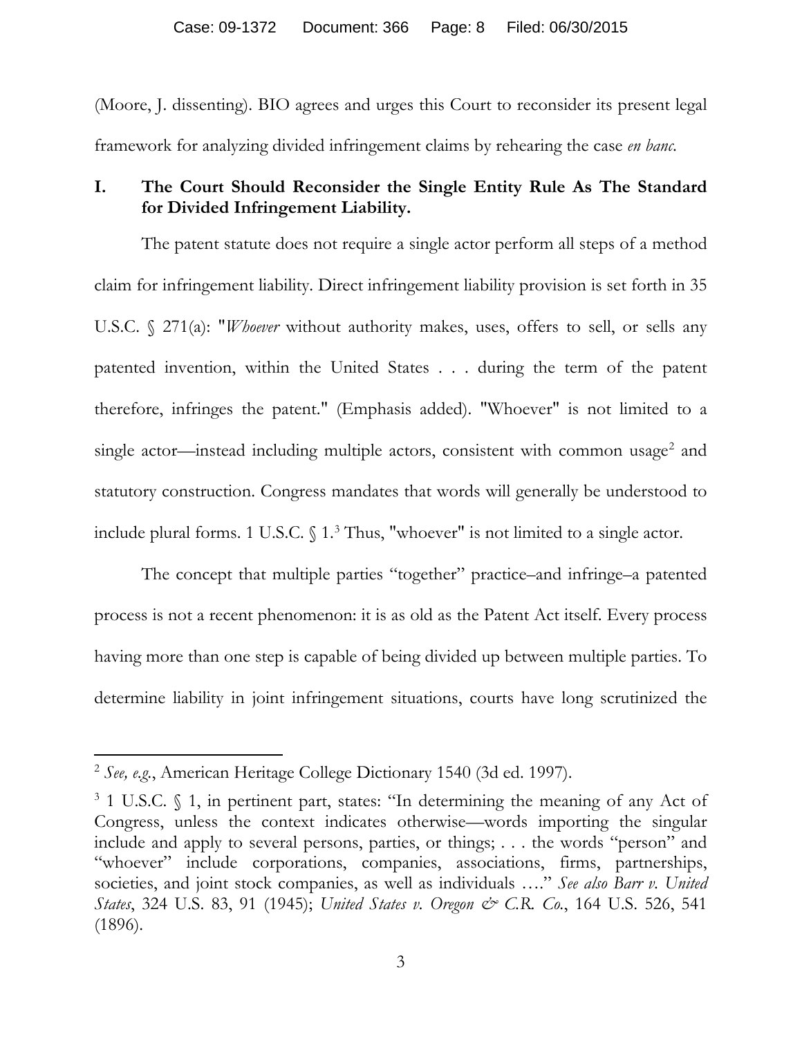(Moore, J. dissenting). BIO agrees and urges this Court to reconsider its present legal framework for analyzing divided infringement claims by rehearing the case *en banc*.

## I. The Court Should Reconsider the Single Entity Rule As The Standard for Divided Infringement Liability.

The patent statute does not require a single actor perform all steps of a method claim for infringement liability. Direct infringement liability provision is set forth in 35 U.S.C. § 271(a): "*Whoever* without authority makes, uses, offers to sell, or sells any patented invention, within the United States . . . during the term of the patent therefore, infringes the patent." (Emphasis added). "Whoever" is not limited to a single actor—instead including multiple actors, consistent with common usage[2] and statutory construction. Congress mandates that words will generally be understood to include plural forms. 1 U.S.C. § 1.[3] Thus, "whoever" is not limited to a single actor.

The concept that multiple parties "together" practice–and infringe–a patented process is not a recent phenomenon: it is as old as the Patent Act itself. Every process having more than one step is capable of being divided up between multiple parties. To determine liability in joint infringement situations, courts have long scrutinized the

---

[2] *See, e.g.*, American Heritage College Dictionary 1540 (3d ed. 1997).

[3] 1 U.S.C. § 1, in pertinent part, states: "In determining the meaning of any Act of Congress, unless the context indicates otherwise—words importing the singular include and apply to several persons, parties, or things; . . . the words "person" and "whoever" include corporations, companies, associations, firms, partnerships, societies, and joint stock companies, as well as individuals …." *See also Barr v. United States*, 324 U.S. 83, 91 (1945); *United States v. Oregon & C.R. Co.*, 164 U.S. 526, 541 (1896).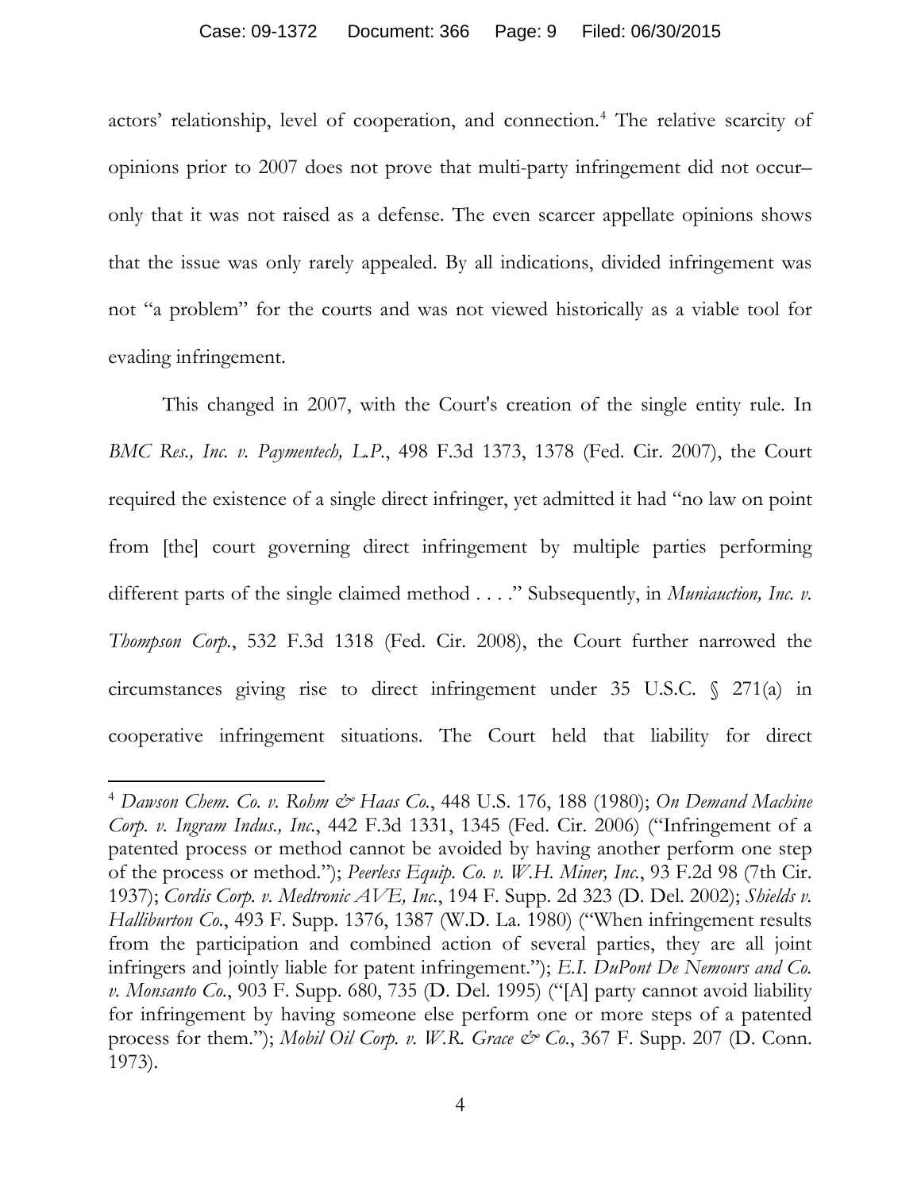actors' relationship, level of cooperation, and connection.[4] The relative scarcity of opinions prior to 2007 does not prove that multi-party infringement did not occur– only that it was not raised as a defense. The even scarcer appellate opinions shows that the issue was only rarely appealed. By all indications, divided infringement was not "a problem" for the courts and was not viewed historically as a viable tool for evading infringement.

This changed in 2007, with the Court's creation of the single entity rule. In *BMC Res., Inc. v. Paymentech, L.P.*, 498 F.3d 1373, 1378 (Fed. Cir. 2007), the Court required the existence of a single direct infringer, yet admitted it had "no law on point from [the] court governing direct infringement by multiple parties performing different parts of the single claimed method . . . ." Subsequently, in *Muniauction, Inc. v. Thompson Corp.*, 532 F.3d 1318 (Fed. Cir. 2008), the Court further narrowed the circumstances giving rise to direct infringement under 35 U.S.C. § 271(a) in cooperative infringement situations. The Court held that liability for direct

---

[4] *Dawson Chem. Co. v. Rohm & Haas Co.*, 448 U.S. 176, 188 (1980); *On Demand Machine Corp. v. Ingram Indus., Inc.*, 442 F.3d 1331, 1345 (Fed. Cir. 2006) ("Infringement of a patented process or method cannot be avoided by having another perform one step of the process or method."); *Peerless Equip. Co. v. W.H. Miner, Inc.*, 93 F.2d 98 (7th Cir. 1937); *Cordis Corp. v. Medtronic AVE, Inc.*, 194 F. Supp. 2d 323 (D. Del. 2002); *Shields v. Halliburton Co.*, 493 F. Supp. 1376, 1387 (W.D. La. 1980) ("When infringement results from the participation and combined action of several parties, they are all joint infringers and jointly liable for patent infringement."); *E.I. DuPont De Nemours and Co. v. Monsanto Co.*, 903 F. Supp. 680, 735 (D. Del. 1995) ("[A] party cannot avoid liability for infringement by having someone else perform one or more steps of a patented process for them."); *Mobil Oil Corp. v. W.R. Grace & Co.*, 367 F. Supp. 207 (D. Conn. 1973).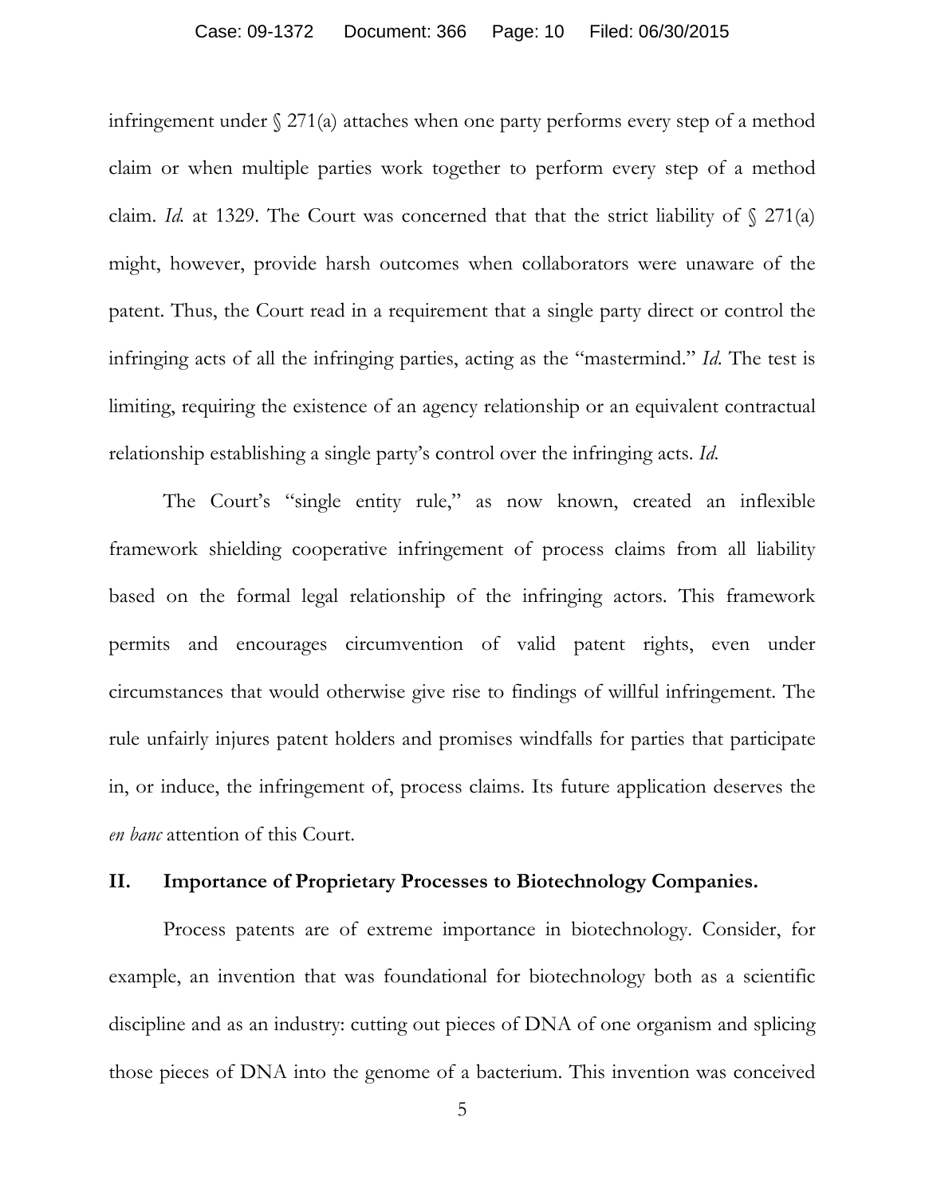infringement under § 271(a) attaches when one party performs every step of a method claim or when multiple parties work together to perform every step of a method claim. *Id.* at 1329. The Court was concerned that that the strict liability of § 271(a) might, however, provide harsh outcomes when collaborators were unaware of the patent. Thus, the Court read in a requirement that a single party direct or control the infringing acts of all the infringing parties, acting as the "mastermind." *Id.* The test is limiting, requiring the existence of an agency relationship or an equivalent contractual relationship establishing a single party's control over the infringing acts. *Id.*

The Court's "single entity rule," as now known, created an inflexible framework shielding cooperative infringement of process claims from all liability based on the formal legal relationship of the infringing actors. This framework permits and encourages circumvention of valid patent rights, even under circumstances that would otherwise give rise to findings of willful infringement. The rule unfairly injures patent holders and promises windfalls for parties that participate in, or induce, the infringement of, process claims. Its future application deserves the *en banc* attention of this Court.

## II. Importance of Proprietary Processes to Biotechnology Companies.

Process patents are of extreme importance in biotechnology. Consider, for example, an invention that was foundational for biotechnology both as a scientific discipline and as an industry: cutting out pieces of DNA of one organism and splicing those pieces of DNA into the genome of a bacterium. This invention was conceived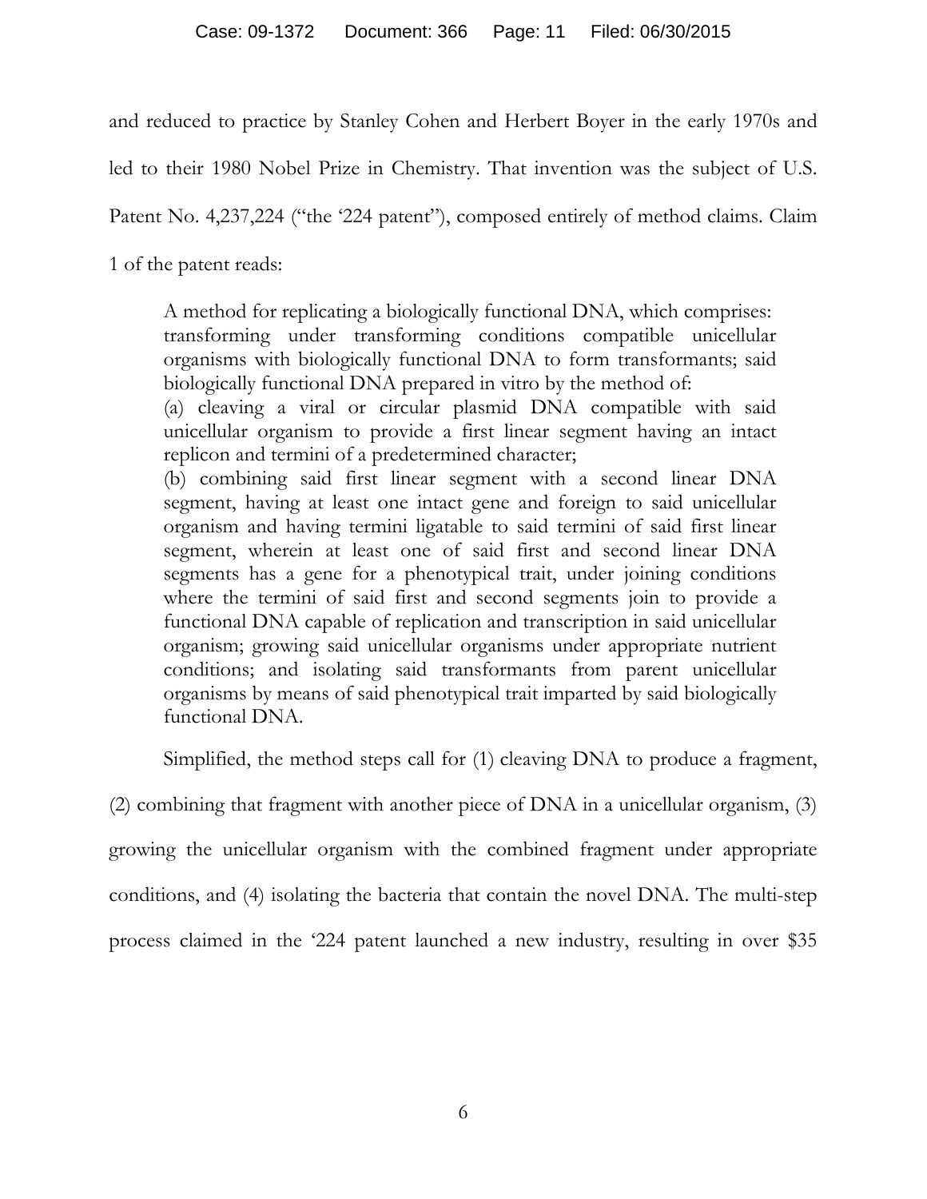and reduced to practice by Stanley Cohen and Herbert Boyer in the early 1970s and led to their 1980 Nobel Prize in Chemistry. That invention was the subject of U.S. Patent No. 4,237,224 ("the '224 patent"), composed entirely of method claims. Claim 1 of the patent reads:

> A method for replicating a biologically functional DNA, which comprises: transforming under transforming conditions compatible unicellular organisms with biologically functional DNA to form transformants; said biologically functional DNA prepared in vitro by the method of:
> (a) cleaving a viral or circular plasmid DNA compatible with said unicellular organism to provide a first linear segment having an intact replicon and termini of a predetermined character;
> (b) combining said first linear segment with a second linear DNA segment, having at least one intact gene and foreign to said unicellular organism and having termini ligatable to said termini of said first linear segment, wherein at least one of said first and second linear DNA segments has a gene for a phenotypical trait, under joining conditions where the termini of said first and second segments join to provide a functional DNA capable of replication and transcription in said unicellular organism; growing said unicellular organisms under appropriate nutrient conditions; and isolating said transformants from parent unicellular organisms by means of said phenotypical trait imparted by said biologically functional DNA.

Simplified, the method steps call for (1) cleaving DNA to produce a fragment, (2) combining that fragment with another piece of DNA in a unicellular organism, (3) growing the unicellular organism with the combined fragment under appropriate conditions, and (4) isolating the bacteria that contain the novel DNA. The multi-step process claimed in the '224 patent launched a new industry, resulting in over $35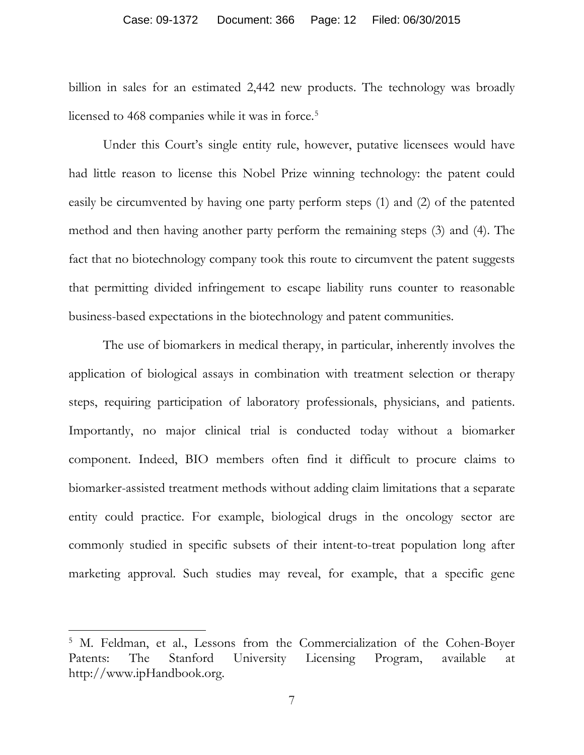billion in sales for an estimated 2,442 new products. The technology was broadly licensed to 468 companies while it was in force.[5]

Under this Court's single entity rule, however, putative licensees would have had little reason to license this Nobel Prize winning technology: the patent could easily be circumvented by having one party perform steps (1) and (2) of the patented method and then having another party perform the remaining steps (3) and (4). The fact that no biotechnology company took this route to circumvent the patent suggests that permitting divided infringement to escape liability runs counter to reasonable business-based expectations in the biotechnology and patent communities.

The use of biomarkers in medical therapy, in particular, inherently involves the application of biological assays in combination with treatment selection or therapy steps, requiring participation of laboratory professionals, physicians, and patients. Importantly, no major clinical trial is conducted today without a biomarker component. Indeed, BIO members often find it difficult to procure claims to biomarker-assisted treatment methods without adding claim limitations that a separate entity could practice. For example, biological drugs in the oncology sector are commonly studied in specific subsets of their intent-to-treat population long after marketing approval. Such studies may reveal, for example, that a specific gene

---

[5] M. Feldman, et al., Lessons from the Commercialization of the Cohen-Boyer Patents: The Stanford University Licensing Program, available at http://www.ipHandbook.org.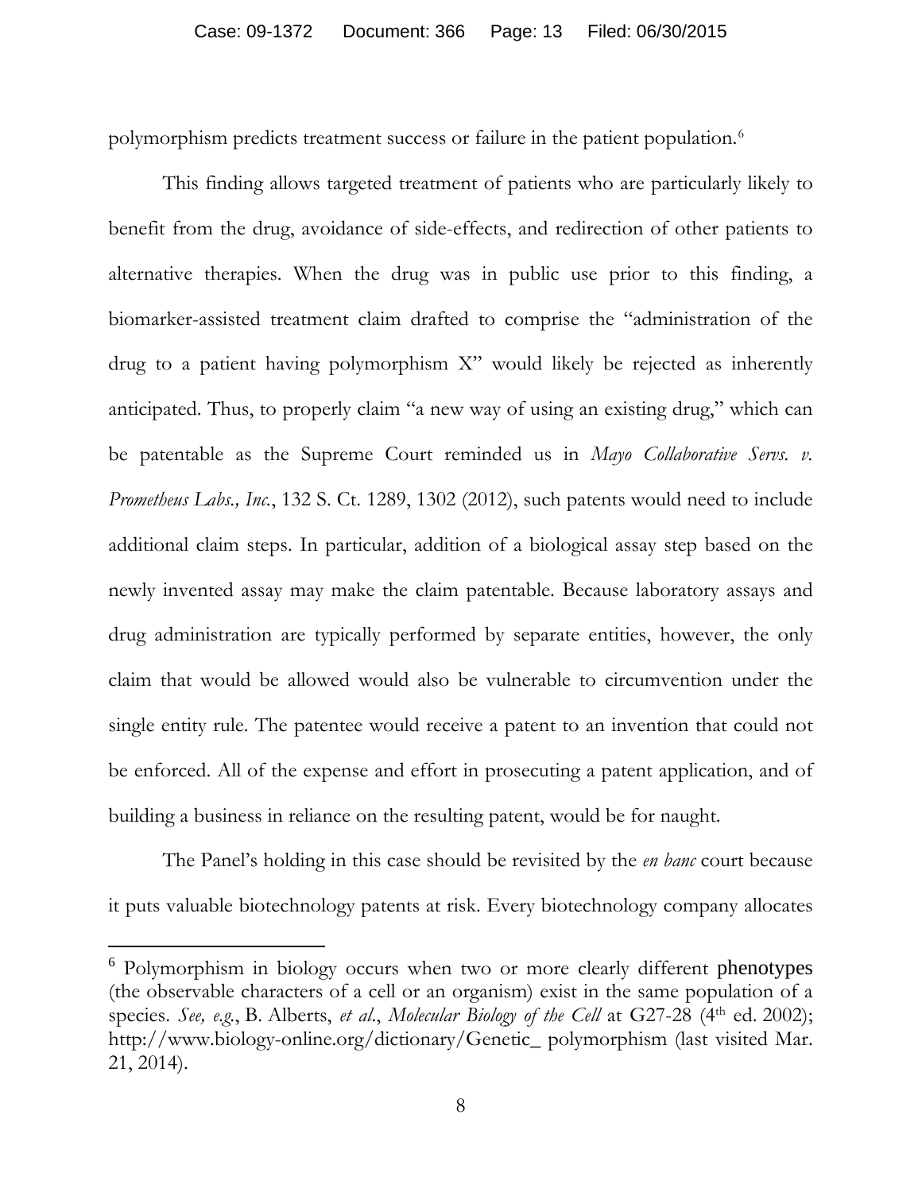polymorphism predicts treatment success or failure in the patient population.[6]

This finding allows targeted treatment of patients who are particularly likely to benefit from the drug, avoidance of side-effects, and redirection of other patients to alternative therapies. When the drug was in public use prior to this finding, a biomarker-assisted treatment claim drafted to comprise the "administration of the drug to a patient having polymorphism X" would likely be rejected as inherently anticipated. Thus, to properly claim "a new way of using an existing drug," which can be patentable as the Supreme Court reminded us in *Mayo Collaborative Servs. v. Prometheus Labs., Inc.*, 132 S. Ct. 1289, 1302 (2012), such patents would need to include additional claim steps. In particular, addition of a biological assay step based on the newly invented assay may make the claim patentable. Because laboratory assays and drug administration are typically performed by separate entities, however, the only claim that would be allowed would also be vulnerable to circumvention under the single entity rule. The patentee would receive a patent to an invention that could not be enforced. All of the expense and effort in prosecuting a patent application, and of building a business in reliance on the resulting patent, would be for naught.

The Panel's holding in this case should be revisited by the *en banc* court because it puts valuable biotechnology patents at risk. Every biotechnology company allocates

---

[6] Polymorphism in biology occurs when two or more clearly different phenotypes (the observable characters of a cell or an organism) exist in the same population of a species. *See, e.g.*, B. Alberts, *et al.*, *Molecular Biology of the Cell* at G27-28 (4th ed. 2002); http://www.biology-online.org/dictionary/Genetic_ polymorphism (last visited Mar. 21, 2014).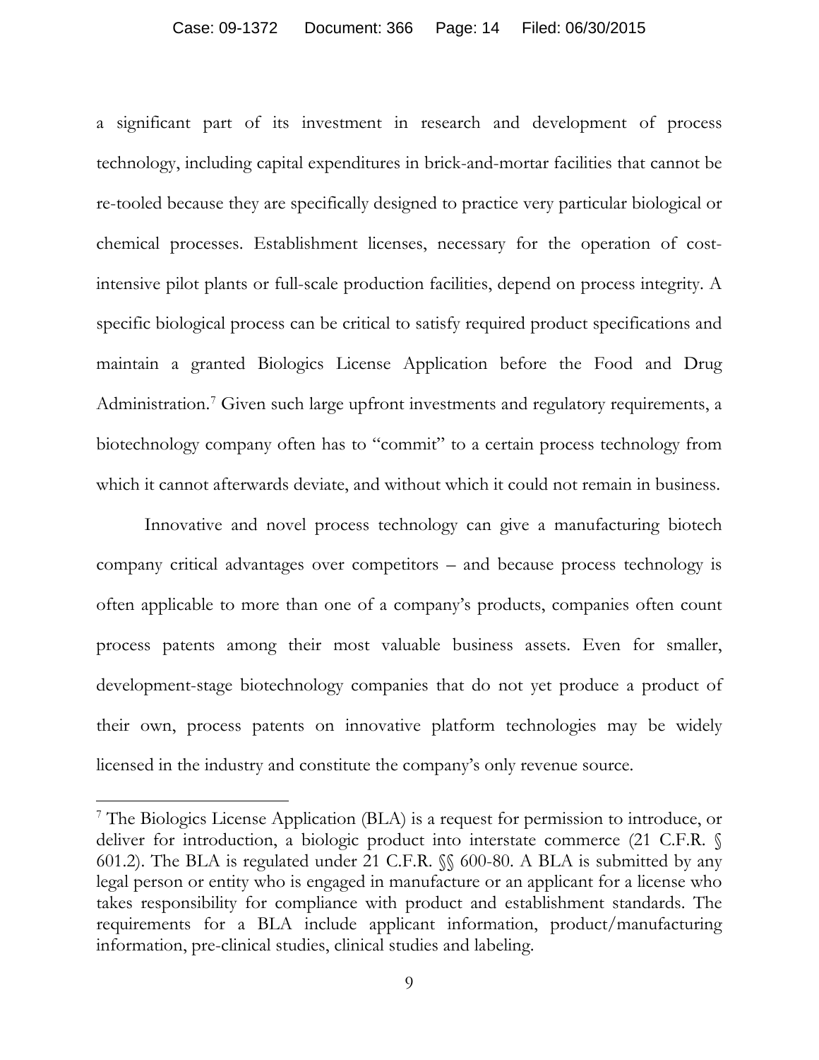a significant part of its investment in research and development of process technology, including capital expenditures in brick-and-mortar facilities that cannot be re-tooled because they are specifically designed to practice very particular biological or chemical processes. Establishment licenses, necessary for the operation of cost-intensive pilot plants or full-scale production facilities, depend on process integrity. A specific biological process can be critical to satisfy required product specifications and maintain a granted Biologics License Application before the Food and Drug Administration.[7] Given such large upfront investments and regulatory requirements, a biotechnology company often has to "commit" to a certain process technology from which it cannot afterwards deviate, and without which it could not remain in business.

Innovative and novel process technology can give a manufacturing biotech company critical advantages over competitors – and because process technology is often applicable to more than one of a company's products, companies often count process patents among their most valuable business assets. Even for smaller, development-stage biotechnology companies that do not yet produce a product of their own, process patents on innovative platform technologies may be widely licensed in the industry and constitute the company's only revenue source.

---

[7] The Biologics License Application (BLA) is a request for permission to introduce, or deliver for introduction, a biologic product into interstate commerce (21 C.F.R. § 601.2). The BLA is regulated under 21 C.F.R. §§ 600-80. A BLA is submitted by any legal person or entity who is engaged in manufacture or an applicant for a license who takes responsibility for compliance with product and establishment standards. The requirements for a BLA include applicant information, product/manufacturing information, pre-clinical studies, clinical studies and labeling.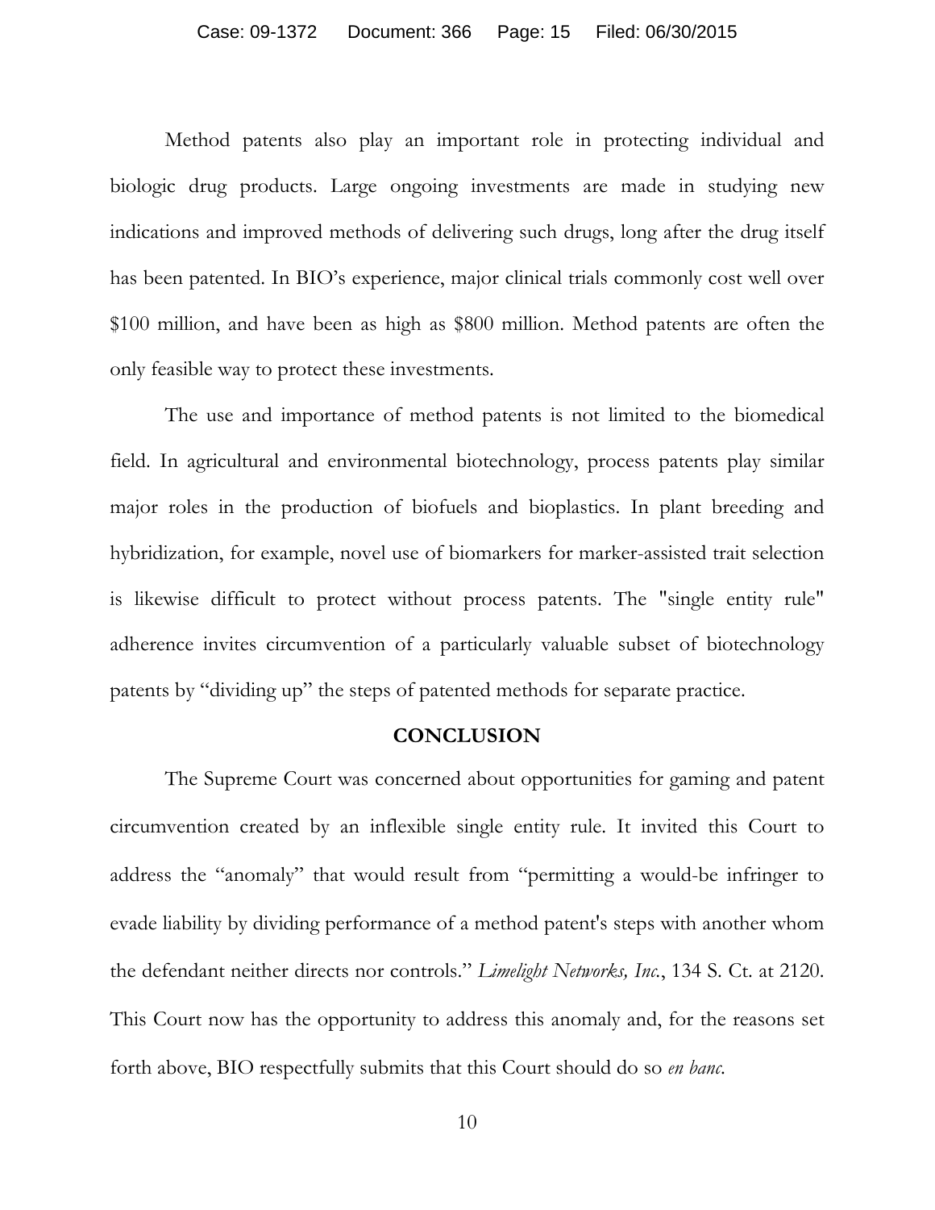Method patents also play an important role in protecting individual and biologic drug products. Large ongoing investments are made in studying new indications and improved methods of delivering such drugs, long after the drug itself has been patented. In BIO's experience, major clinical trials commonly cost well over $100 million, and have been as high as $800 million. Method patents are often the only feasible way to protect these investments.

The use and importance of method patents is not limited to the biomedical field. In agricultural and environmental biotechnology, process patents play similar major roles in the production of biofuels and bioplastics. In plant breeding and hybridization, for example, novel use of biomarkers for marker-assisted trait selection is likewise difficult to protect without process patents. The "single entity rule" adherence invites circumvention of a particularly valuable subset of biotechnology patents by "dividing up" the steps of patented methods for separate practice.

## CONCLUSION

The Supreme Court was concerned about opportunities for gaming and patent circumvention created by an inflexible single entity rule. It invited this Court to address the "anomaly" that would result from "permitting a would-be infringer to evade liability by dividing performance of a method patent's steps with another whom the defendant neither directs nor controls." *Limelight Networks, Inc.*, 134 S. Ct. at 2120. This Court now has the opportunity to address this anomaly and, for the reasons set forth above, BIO respectfully submits that this Court should do so *en banc*.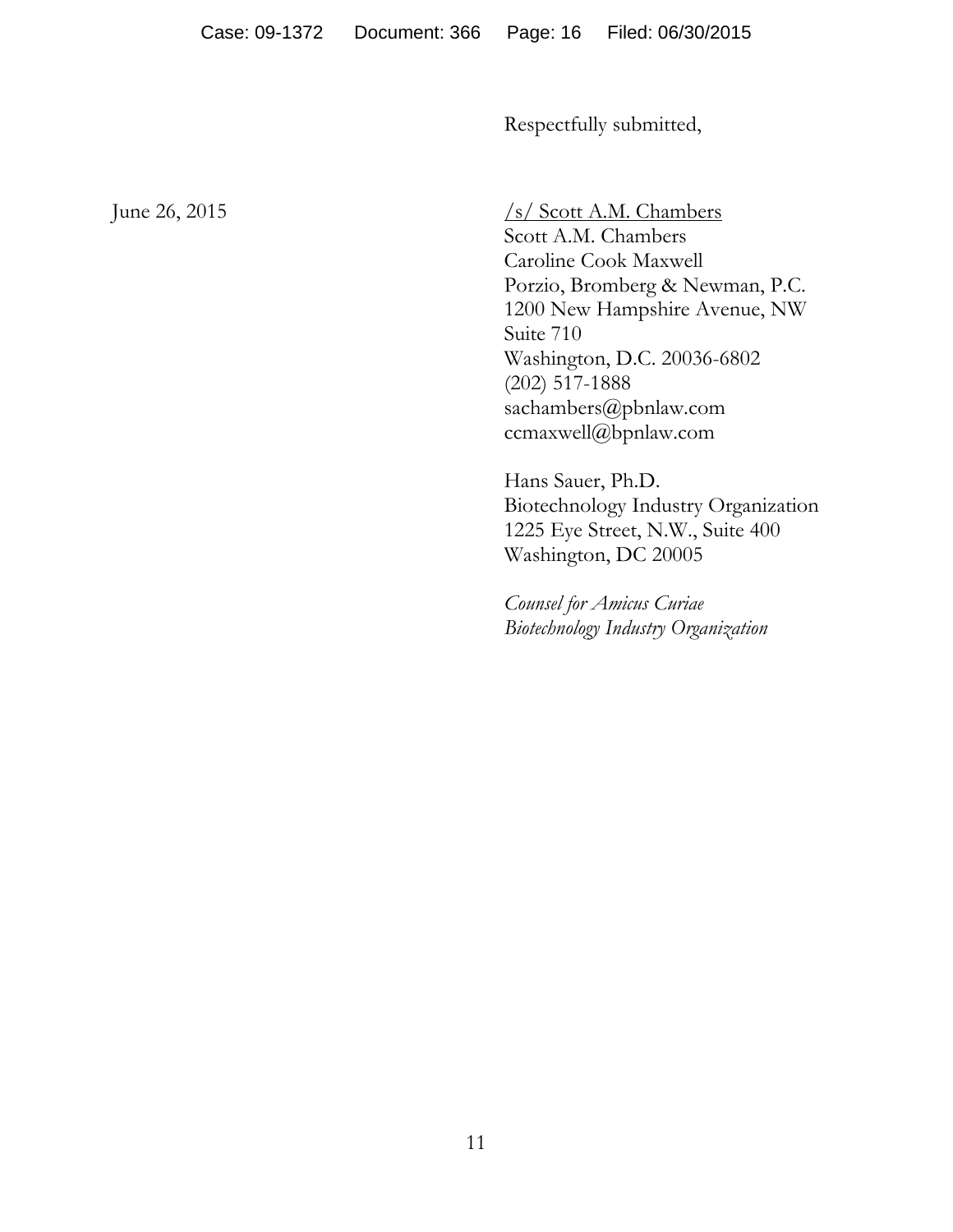Respectfully submitted,

June 26, 2015

/s/ Scott A.M. Chambers
Scott A.M. Chambers
Caroline Cook Maxwell
Porzio, Bromberg & Newman, P.C.
1200 New Hampshire Avenue, NW
Suite 710
Washington, D.C. 20036-6802
(202) 517-1888
sachambers@pbnlaw.com
ccmaxwell@bpnlaw.com

Hans Sauer, Ph.D.
Biotechnology Industry Organization
1225 Eye Street, N.W., Suite 400
Washington, DC 20005

*Counsel for Amicus Curiae*
*Biotechnology Industry Organization*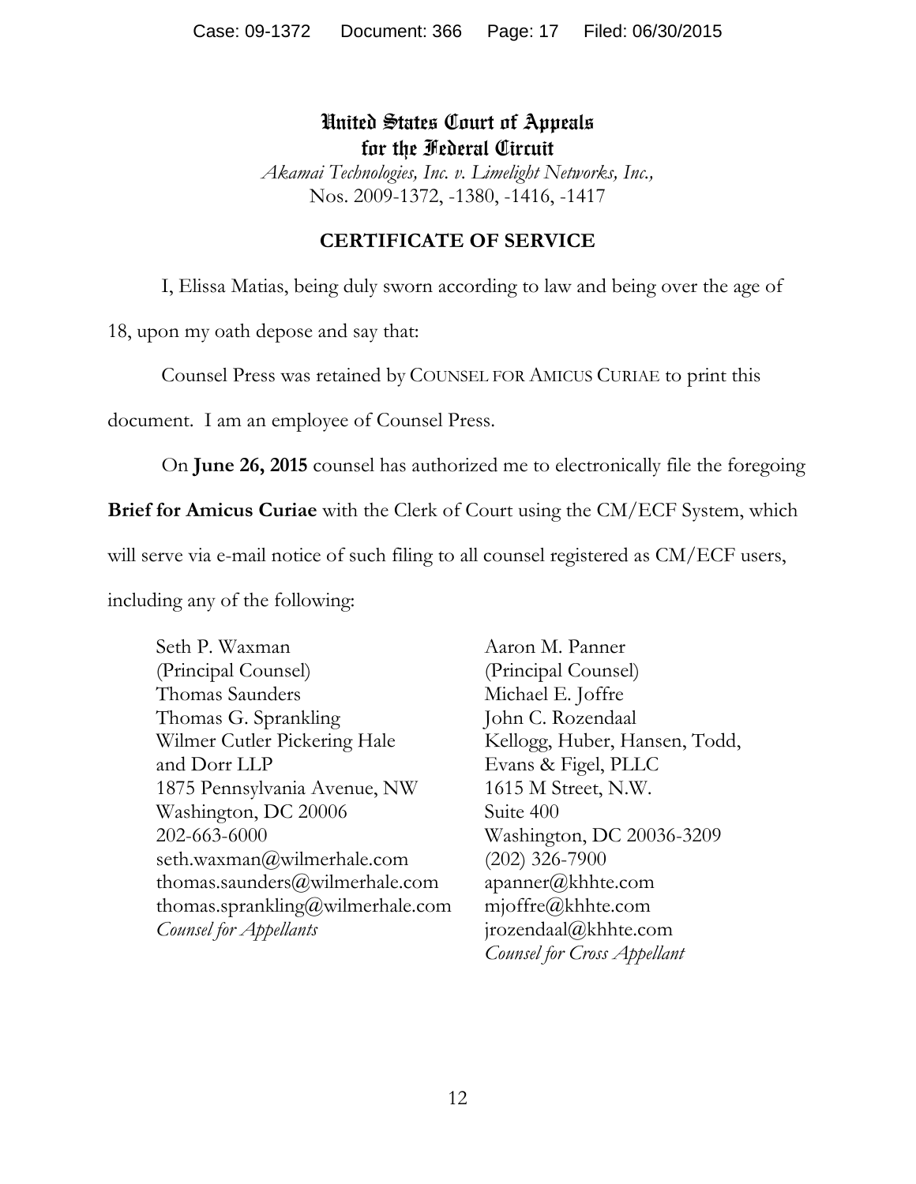**United States Court of Appeals**
**for the Federal Circuit**

*Akamai Technologies, Inc. v. Limelight Networks, Inc.,*
Nos. 2009-1372, -1380, -1416, -1417

## CERTIFICATE OF SERVICE

I, Elissa Matias, being duly sworn according to law and being over the age of 18, upon my oath depose and say that:

Counsel Press was retained by COUNSEL FOR AMICUS CURIAE to print this document. I am an employee of Counsel Press.

On **June 26, 2015** counsel has authorized me to electronically file the foregoing **Brief for Amicus Curiae** with the Clerk of Court using the CM/ECF System, which will serve via e-mail notice of such filing to all counsel registered as CM/ECF users, including any of the following:

Seth P. Waxman
(Principal Counsel)
Thomas Saunders
Thomas G. Sprankling
Wilmer Cutler Pickering Hale
and Dorr LLP
1875 Pennsylvania Avenue, NW
Washington, DC 20006
202-663-6000
seth.waxman@wilmerhale.com
thomas.saunders@wilmerhale.com
thomas.sprankling@wilmerhale.com
*Counsel for Appellants*

Aaron M. Panner
(Principal Counsel)
Michael E. Joffre
John C. Rozendaal
Kellogg, Huber, Hansen, Todd,
Evans & Figel, PLLC
1615 M Street, N.W.
Suite 400
Washington, DC 20036-3209
(202) 326-7900
apanner@khhte.com
mjoffre@khhte.com
jrozendaal@khhte.com
*Counsel for Cross Appellant*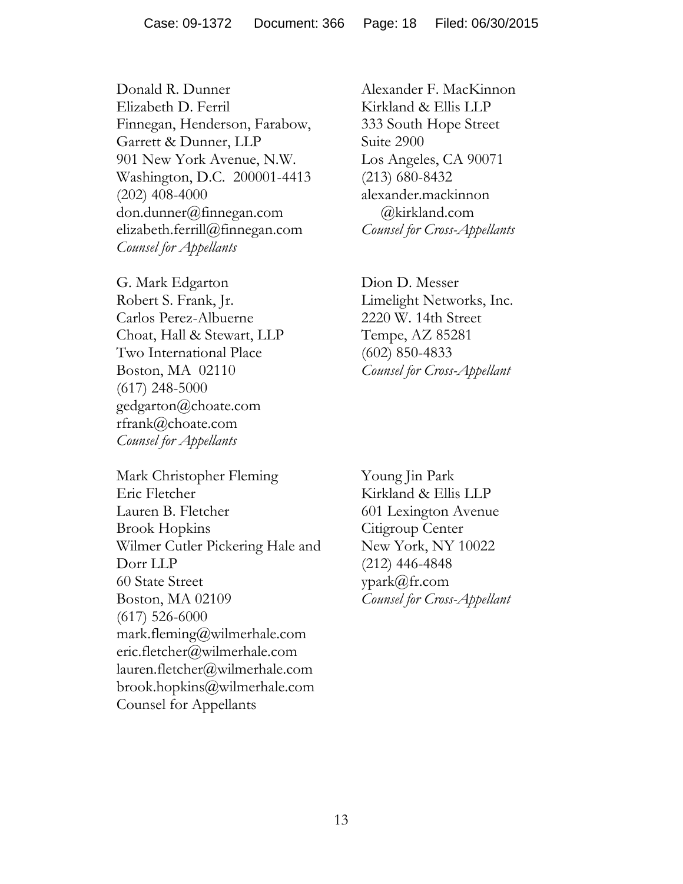Donald R. Dunner
Elizabeth D. Ferril
Finnegan, Henderson, Farabow, Garrett & Dunner, LLP
901 New York Avenue, N.W.
Washington, D.C. 200001-4413
(202) 408-4000
don.dunner@finnegan.com
elizabeth.ferrill@finnegan.com
*Counsel for Appellants*

G. Mark Edgarton
Robert S. Frank, Jr.
Carlos Perez-Albuerne
Choat, Hall & Stewart, LLP
Two International Place
Boston, MA 02110
(617) 248-5000
gedgarton@choate.com
rfrank@choate.com
*Counsel for Appellants*

Mark Christopher Fleming
Eric Fletcher
Lauren B. Fletcher
Brook Hopkins
Wilmer Cutler Pickering Hale and Dorr LLP
60 State Street
Boston, MA 02109
(617) 526-6000
mark.fleming@wilmerhale.com
eric.fletcher@wilmerhale.com
lauren.fletcher@wilmerhale.com
brook.hopkins@wilmerhale.com
Counsel for Appellants

Alexander F. MacKinnon
Kirkland & Ellis LLP
333 South Hope Street
Suite 2900
Los Angeles, CA 90071
(213) 680-8432
alexander.mackinnon
@kirkland.com
*Counsel for Cross-Appellants*

Dion D. Messer
Limelight Networks, Inc.
2220 W. 14th Street
Tempe, AZ 85281
(602) 850-4833
*Counsel for Cross-Appellant*

Young Jin Park
Kirkland & Ellis LLP
601 Lexington Avenue
Citigroup Center
New York, NY 10022
(212) 446-4848
ypark@fr.com
*Counsel for Cross-Appellant*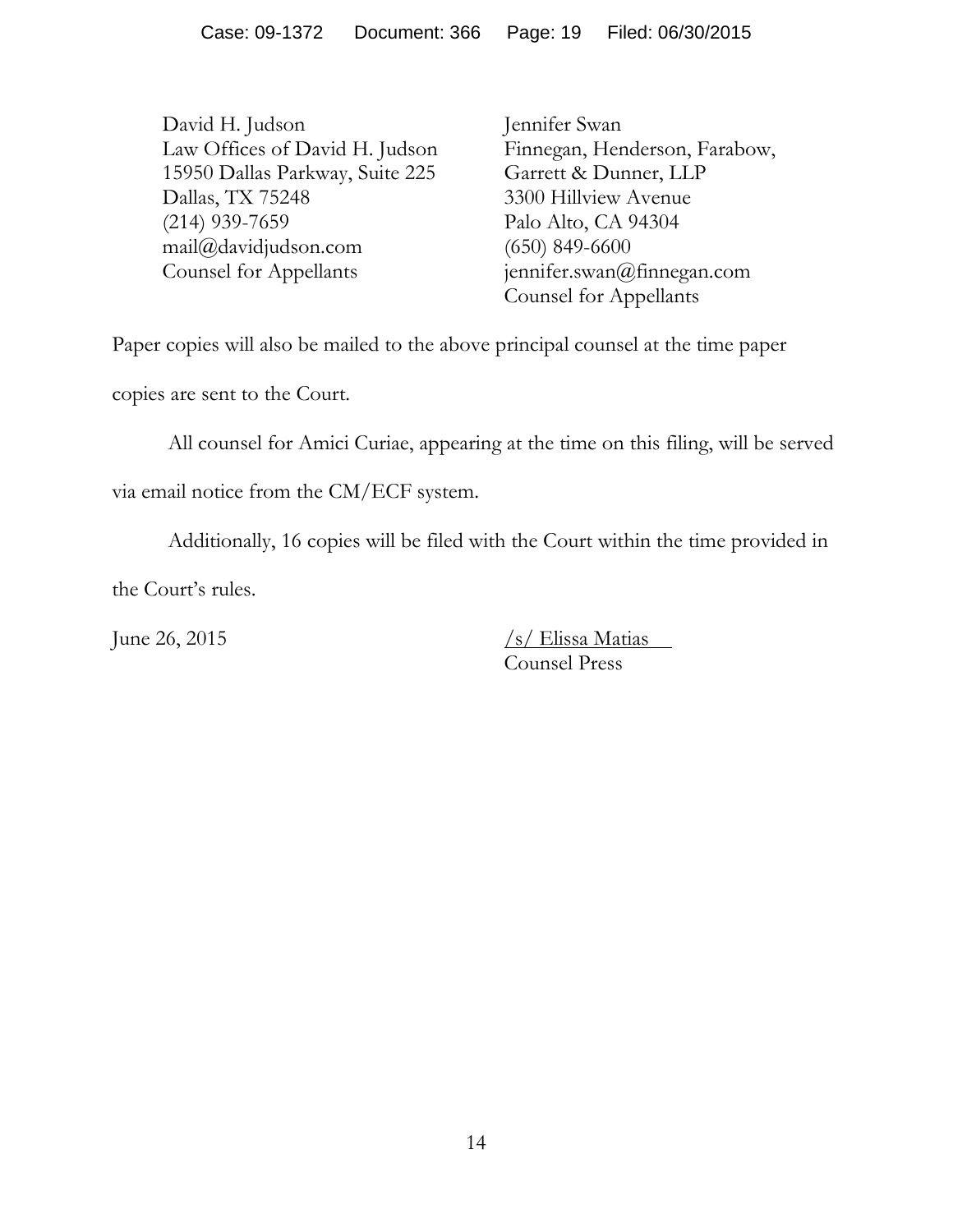David H. Judson
Law Offices of David H. Judson
15950 Dallas Parkway, Suite 225
Dallas, TX 75248
(214) 939-7659
mail@davidjudson.com
Counsel for Appellants

Jennifer Swan
Finnegan, Henderson, Farabow, Garrett & Dunner, LLP
3300 Hillview Avenue
Palo Alto, CA 94304
(650) 849-6600
jennifer.swan@finnegan.com
Counsel for Appellants

Paper copies will also be mailed to the above principal counsel at the time paper copies are sent to the Court.

All counsel for Amici Curiae, appearing at the time on this filing, will be served via email notice from the CM/ECF system.

Additionally, 16 copies will be filed with the Court within the time provided in the Court's rules.

June 26, 2015

/s/ Elissa Matias
Counsel Press